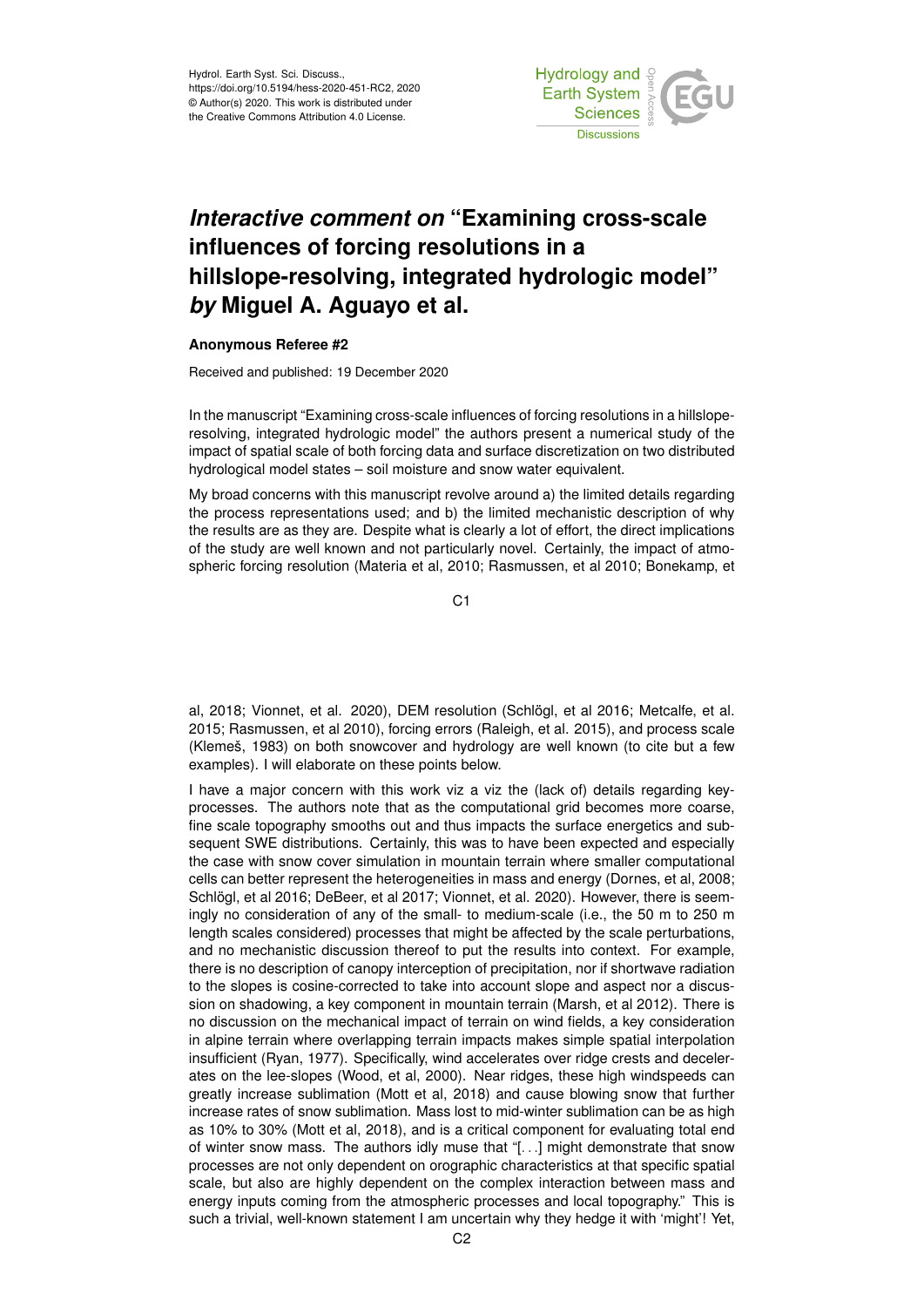# *Interactive comment on* "Examining cross-scale influences of forcing resolutions in a hillslope-resolving, integrated hydrologic model" *by* Miguel A. Aguayo et al.

**Anonymous Referee #2**

Received and published: 19 December 2020

In the manuscript "Examining cross-scale influences of forcing resolutions in a hillslope-resolving, integrated hydrologic model" the authors present a numerical study of the impact of spatial scale of both forcing data and surface discretization on two distributed hydrological model states – soil moisture and snow water equivalent.

My broad concerns with this manuscript revolve around a) the limited details regarding the process representations used; and b) the limited mechanistic description of why the results are as they are. Despite what is clearly a lot of effort, the direct implications of the study are well known and not particularly novel. Certainly, the impact of atmospheric forcing resolution (Materia et al, 2010; Rasmussen, et al 2010; Bonekamp, et al, 2018; Vionnet, et al. 2020), DEM resolution (Schlögl, et al 2016; Metcalfe, et al. 2015; Rasmussen, et al 2010), forcing errors (Raleigh, et al. 2015), and process scale (Klemeš, 1983) on both snowcover and hydrology are well known (to cite but a few examples). I will elaborate on these points below.

I have a major concern with this work viz a viz the (lack of) details regarding key-processes. The authors note that as the computational grid becomes more coarse, fine scale topography smooths out and thus impacts the surface energetics and subsequent SWE distributions. Certainly, this was to have been expected and especially the case with snow cover simulation in mountain terrain where smaller computational cells can better represent the heterogeneities in mass and energy (Dornes, et al, 2008; Schlögl, et al 2016; DeBeer, et al 2017; Vionnet, et al. 2020). However, there is seemingly no consideration of any of the small- to medium-scale (i.e., the 50 m to 250 m length scales considered) processes that might be affected by the scale perturbations, and no mechanistic discussion thereof to put the results into context. For example, there is no description of canopy interception of precipitation, nor if shortwave radiation to the slopes is cosine-corrected to take into account slope and aspect nor a discussion on shadowing, a key component in mountain terrain (Marsh, et al 2012). There is no discussion on the mechanical impact of terrain on wind fields, a key consideration in alpine terrain where overlapping terrain impacts makes simple spatial interpolation insufficient (Ryan, 1977). Specifically, wind accelerates over ridge crests and decelerates on the lee-slopes (Wood, et al, 2000). Near ridges, these high windspeeds can greatly increase sublimation (Mott et al, 2018) and cause blowing snow that further increase rates of snow sublimation. Mass lost to mid-winter sublimation can be as high as 10% to 30% (Mott et al, 2018), and is a critical component for evaluating total end of winter snow mass. The authors idly muse that "[. . .] might demonstrate that snow processes are not only dependent on orographic characteristics at that specific spatial scale, but also are highly dependent on the complex interaction between mass and energy inputs coming from the atmospheric processes and local topography." This is such a trivial, well-known statement I am uncertain why they hedge it with 'might'! Yet,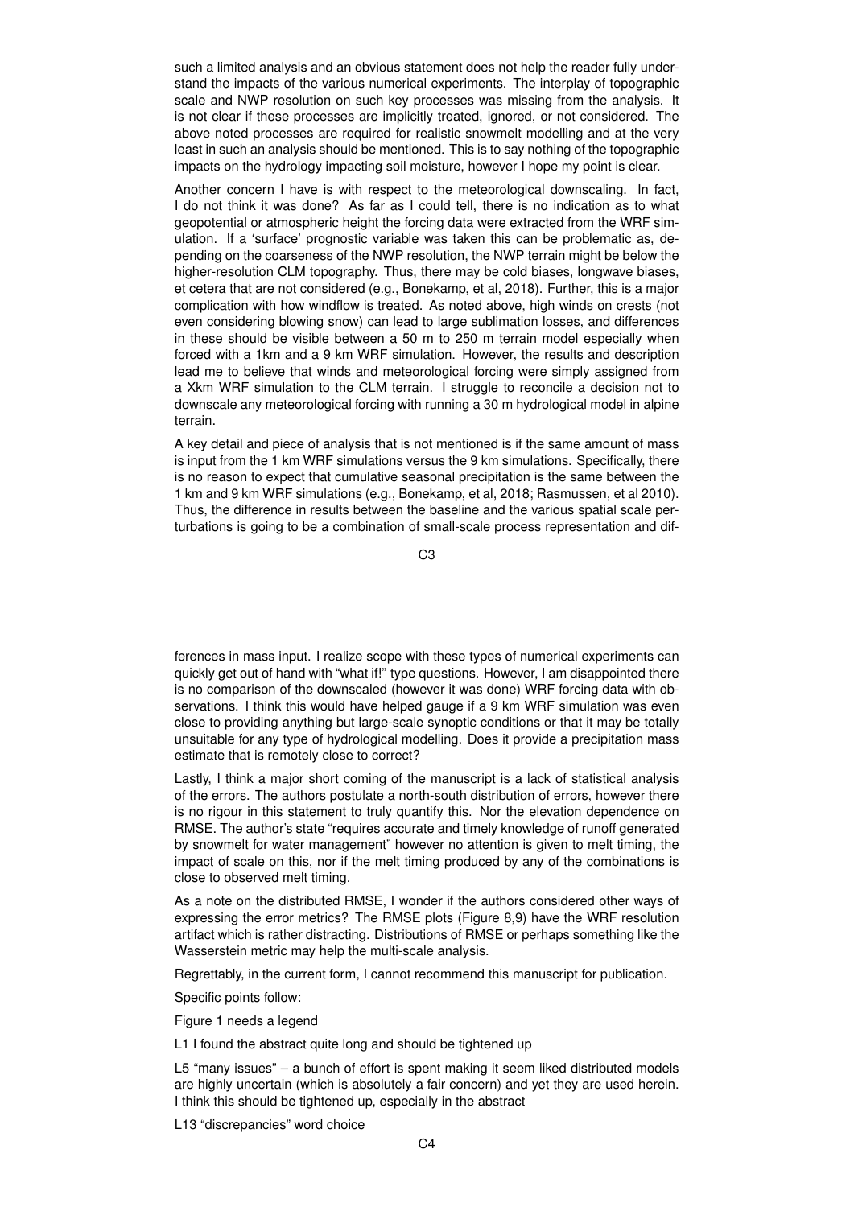such a limited analysis and an obvious statement does not help the reader fully understand the impacts of the various numerical experiments. The interplay of topographic scale and NWP resolution on such key processes was missing from the analysis. It is not clear if these processes are implicitly treated, ignored, or not considered. The above noted processes are required for realistic snowmelt modelling and at the very least in such an analysis should be mentioned. This is to say nothing of the topographic impacts on the hydrology impacting soil moisture, however I hope my point is clear.

Another concern I have is with respect to the meteorological downscaling. In fact, I do not think it was done? As far as I could tell, there is no indication as to what geopotential or atmospheric height the forcing data were extracted from the WRF simulation. If a 'surface' prognostic variable was taken this can be problematic as, depending on the coarseness of the NWP resolution, the NWP terrain might be below the higher-resolution CLM topography. Thus, there may be cold biases, longwave biases, et cetera that are not considered (e.g., Bonekamp, et al, 2018). Further, this is a major complication with how windflow is treated. As noted above, high winds on crests (not even considering blowing snow) can lead to large sublimation losses, and differences in these should be visible between a 50 m to 250 m terrain model especially when forced with a 1km and a 9 km WRF simulation. However, the results and description lead me to believe that winds and meteorological forcing were simply assigned from a Xkm WRF simulation to the CLM terrain. I struggle to reconcile a decision not to downscale any meteorological forcing with running a 30 m hydrological model in alpine terrain.

A key detail and piece of analysis that is not mentioned is if the same amount of mass is input from the 1 km WRF simulations versus the 9 km simulations. Specifically, there is no reason to expect that cumulative seasonal precipitation is the same between the 1 km and 9 km WRF simulations (e.g., Bonekamp, et al, 2018; Rasmussen, et al 2010). Thus, the difference in results between the baseline and the various spatial scale perturbations is going to be a combination of small-scale process representation and differences in mass input. I realize scope with these types of numerical experiments can quickly get out of hand with "what if!" type questions. However, I am disappointed there is no comparison of the downscaled (however it was done) WRF forcing data with observations. I think this would have helped gauge if a 9 km WRF simulation was even close to providing anything but large-scale synoptic conditions or that it may be totally unsuitable for any type of hydrological modelling. Does it provide a precipitation mass estimate that is remotely close to correct?

Lastly, I think a major short coming of the manuscript is a lack of statistical analysis of the errors. The authors postulate a north-south distribution of errors, however there is no rigour in this statement to truly quantify this. Nor the elevation dependence on RMSE. The author's state "requires accurate and timely knowledge of runoff generated by snowmelt for water management" however no attention is given to melt timing, the impact of scale on this, nor if the melt timing produced by any of the combinations is close to observed melt timing.

As a note on the distributed RMSE, I wonder if the authors considered other ways of expressing the error metrics? The RMSE plots (Figure 8,9) have the WRF resolution artifact which is rather distracting. Distributions of RMSE or perhaps something like the Wasserstein metric may help the multi-scale analysis.

Regrettably, in the current form, I cannot recommend this manuscript for publication.

Specific points follow:

Figure 1 needs a legend

L1 I found the abstract quite long and should be tightened up

L5 "many issues" – a bunch of effort is spent making it seem liked distributed models are highly uncertain (which is absolutely a fair concern) and yet they are used herein. I think this should be tightened up, especially in the abstract

L13 "discrepancies" word choice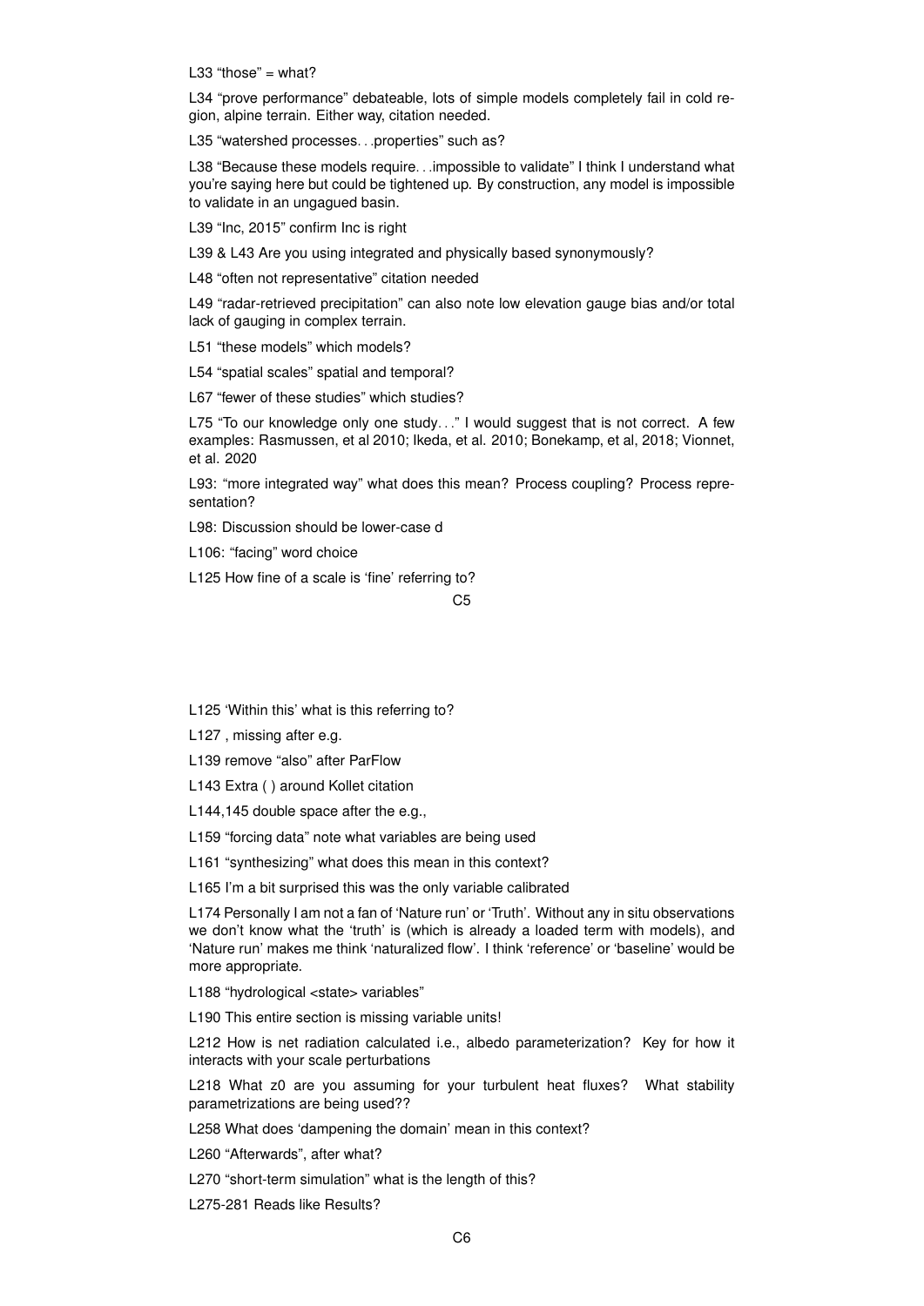L33 “those” = what?

L34 “prove performance” debateable, lots of simple models completely fail in cold region, alpine terrain. Either way, citation needed.

L35 “watershed processes. . .properties” such as?

L38 “Because these models require. . .impossible to validate” I think I understand what you’re saying here but could be tightened up. By construction, any model is impossible to validate in an ungagued basin.

L39 “Inc, 2015” confirm Inc is right

L39 & L43 Are you using integrated and physically based synonymously?

L48 “often not representative” citation needed

L49 “radar-retrieved precipitation” can also note low elevation gauge bias and/or total lack of gauging in complex terrain.

L51 “these models” which models?

L54 “spatial scales” spatial and temporal?

L67 “fewer of these studies” which studies?

L75 “To our knowledge only one study. . .” I would suggest that is not correct. A few examples: Rasmussen, et al 2010; Ikeda, et al. 2010; Bonekamp, et al, 2018; Vionnet, et al. 2020

L93: “more integrated way” what does this mean? Process coupling? Process representation?

L98: Discussion should be lower-case d

L106: “facing” word choice

L125 How fine of a scale is ‘fine’ referring to?

L125 ‘Within this’ what is this referring to?

L127 , missing after e.g.

L139 remove “also” after ParFlow

L143 Extra ( ) around Kollet citation

L144,145 double space after the e.g.,

L159 “forcing data” note what variables are being used

L161 “synthesizing” what does this mean in this context?

L165 I’m a bit surprised this was the only variable calibrated

L174 Personally I am not a fan of ‘Nature run’ or ‘Truth’. Without any in situ observations we don’t know what the ‘truth’ is (which is already a loaded term with models), and ‘Nature run’ makes me think ‘naturalized flow’. I think ‘reference’ or ‘baseline’ would be more appropriate.

L188 “hydrological <state> variables”

L190 This entire section is missing variable units!

L212 How is net radiation calculated i.e., albedo parameterization? Key for how it interacts with your scale perturbations

L218 What z0 are you assuming for your turbulent heat fluxes? What stability parametrizations are being used??

L258 What does ‘dampening the domain’ mean in this context?

L260 “Afterwards”, after what?

L270 “short-term simulation” what is the length of this?

L275-281 Reads like Results?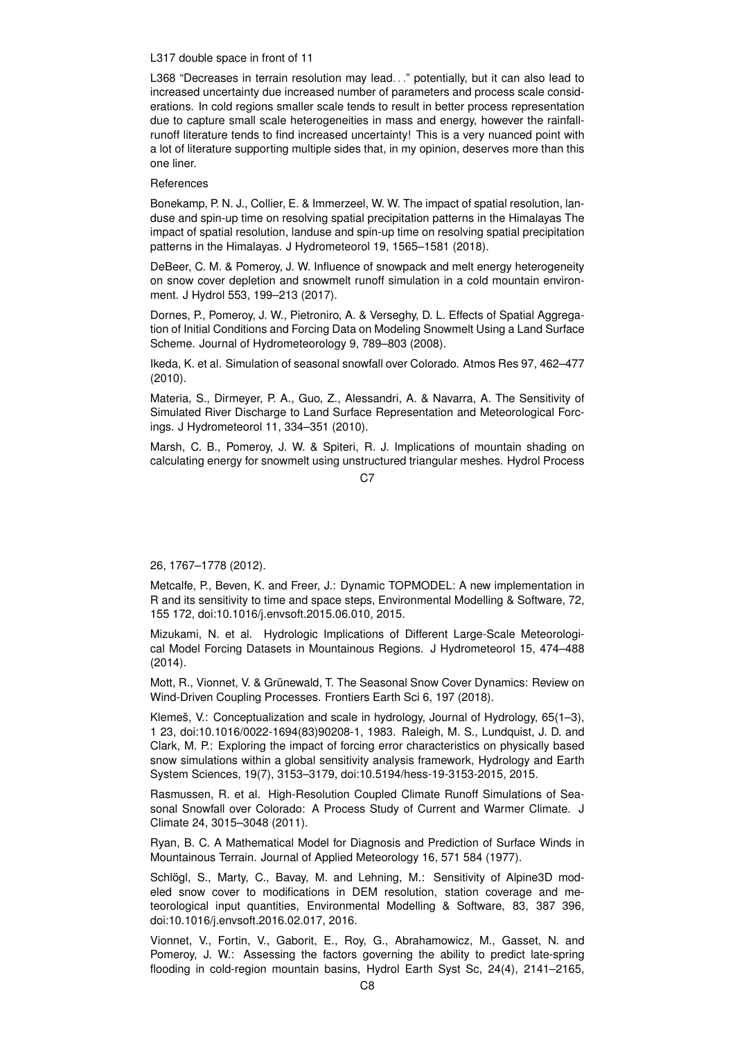L317 double space in front of 11

L368 "Decreases in terrain resolution may lead. . ." potentially, but it can also lead to increased uncertainty due increased number of parameters and process scale considerations. In cold regions smaller scale tends to result in better process representation due to capture small scale heterogeneities in mass and energy, however the rainfall-runoff literature tends to find increased uncertainty! This is a very nuanced point with a lot of literature supporting multiple sides that, in my opinion, deserves more than this one liner.

References

Bonekamp, P. N. J., Collier, E. & Immerzeel, W. W. The impact of spatial resolution, landuse and spin-up time on resolving spatial precipitation patterns in the Himalayas The impact of spatial resolution, landuse and spin-up time on resolving spatial precipitation patterns in the Himalayas. J Hydrometeorol 19, 1565–1581 (2018).

DeBeer, C. M. & Pomeroy, J. W. Influence of snowpack and melt energy heterogeneity on snow cover depletion and snowmelt runoff simulation in a cold mountain environment. J Hydrol 553, 199–213 (2017).

Dornes, P., Pomeroy, J. W., Pietroniro, A. & Verseghy, D. L. Effects of Spatial Aggregation of Initial Conditions and Forcing Data on Modeling Snowmelt Using a Land Surface Scheme. Journal of Hydrometeorology 9, 789–803 (2008).

Ikeda, K. et al. Simulation of seasonal snowfall over Colorado. Atmos Res 97, 462–477 (2010).

Materia, S., Dirmeyer, P. A., Guo, Z., Alessandri, A. & Navarra, A. The Sensitivity of Simulated River Discharge to Land Surface Representation and Meteorological Forcings. J Hydrometeorol 11, 334–351 (2010).

Marsh, C. B., Pomeroy, J. W. & Spiteri, R. J. Implications of mountain shading on calculating energy for snowmelt using unstructured triangular meshes. Hydrol Process 26, 1767–1778 (2012).

Metcalfe, P., Beven, K. and Freer, J.: Dynamic TOPMODEL: A new implementation in R and its sensitivity to time and space steps, Environmental Modelling & Software, 72, 155 172, doi:10.1016/j.envsoft.2015.06.010, 2015.

Mizukami, N. et al. Hydrologic Implications of Different Large-Scale Meteorological Model Forcing Datasets in Mountainous Regions. J Hydrometeorol 15, 474–488 (2014).

Mott, R., Vionnet, V. & Grünewald, T. The Seasonal Snow Cover Dynamics: Review on Wind-Driven Coupling Processes. Frontiers Earth Sci 6, 197 (2018).

Klemeš, V.: Conceptualization and scale in hydrology, Journal of Hydrology, 65(1–3), 1 23, doi:10.1016/0022-1694(83)90208-1, 1983. Raleigh, M. S., Lundquist, J. D. and Clark, M. P.: Exploring the impact of forcing error characteristics on physically based snow simulations within a global sensitivity analysis framework, Hydrology and Earth System Sciences, 19(7), 3153–3179, doi:10.5194/hess-19-3153-2015, 2015.

Rasmussen, R. et al. High-Resolution Coupled Climate Runoff Simulations of Seasonal Snowfall over Colorado: A Process Study of Current and Warmer Climate. J Climate 24, 3015–3048 (2011).

Ryan, B. C. A Mathematical Model for Diagnosis and Prediction of Surface Winds in Mountainous Terrain. Journal of Applied Meteorology 16, 571 584 (1977).

Schlögl, S., Marty, C., Bavay, M. and Lehning, M.: Sensitivity of Alpine3D modeled snow cover to modifications in DEM resolution, station coverage and meteorological input quantities, Environmental Modelling & Software, 83, 387 396, doi:10.1016/j.envsoft.2016.02.017, 2016.

Vionnet, V., Fortin, V., Gaborit, E., Roy, G., Abrahamowicz, M., Gasset, N. and Pomeroy, J. W.: Assessing the factors governing the ability to predict late-spring flooding in cold-region mountain basins, Hydrol Earth Syst Sc, 24(4), 2141–2165,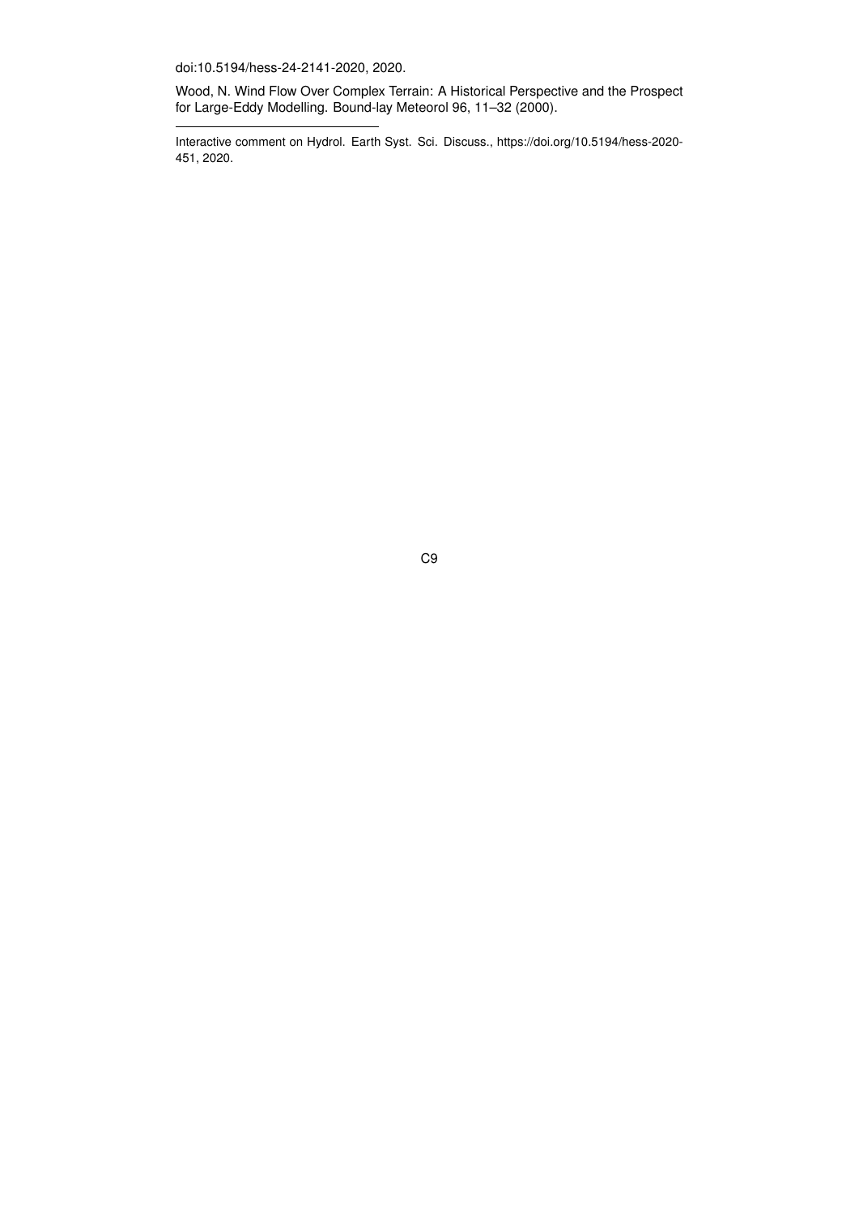doi:10.5194/hess-24-2141-2020, 2020.

Wood, N. Wind Flow Over Complex Terrain: A Historical Perspective and the Prospect for Large-Eddy Modelling. Bound-lay Meteorol 96, 11–32 (2000).

---

Interactive comment on Hydrol. Earth Syst. Sci. Discuss., https://doi.org/10.5194/hess-2020-451, 2020.